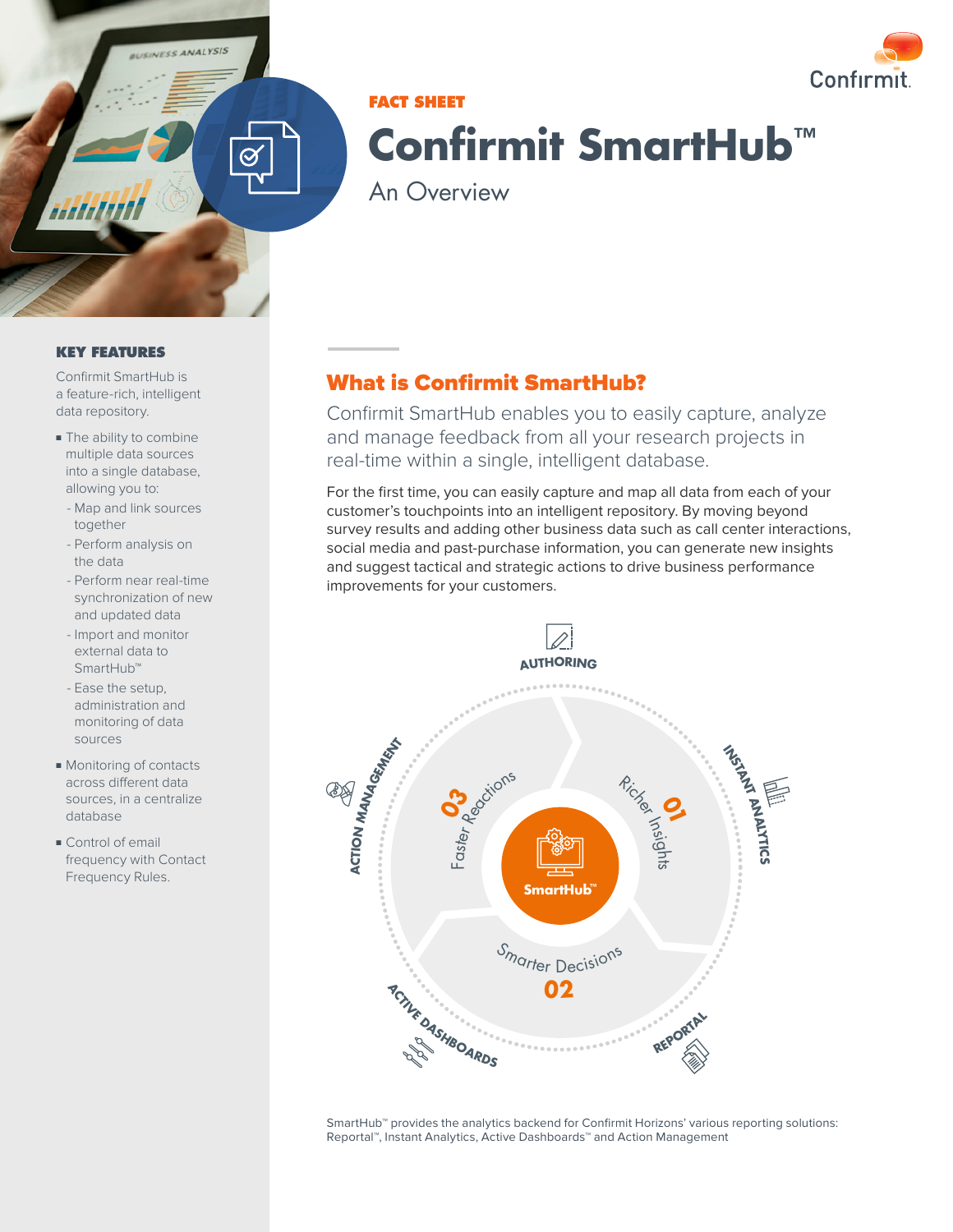FACT SHEET

# Confirmit SmartHub™

An Overview

## KEY FEATURES

Confirmit SmartHub is a feature-rich, intelligent data repository.

- The ability to combine multiple data sources into a single database, allowing you to:
  - Map and link sources together
  - Perform analysis on the data
  - Perform near real-time synchronization of new and updated data
  - Import and monitor external data to SmartHub™
  - Ease the setup, administration and monitoring of data sources
- Monitoring of contacts across different data sources, in a centralize database
- Control of email frequency with Contact Frequency Rules.

## What is Confirmit SmartHub?

Confirmit SmartHub enables you to easily capture, analyze and manage feedback from all your research projects in real-time within a single, intelligent database.

For the first time, you can easily capture and map all data from each of your customer's touchpoints into an intelligent repository. By moving beyond survey results and adding other business data such as call center interactions, social media and past-purchase information, you can generate new insights and suggest tactical and strategic actions to drive business performance improvements for your customers.

AUTHORING

INSTANT ANALYTICS

REPORTAL

ACTIVE DASHBOARDS

ACTION MANAGEMENT

01 Richer Insights

02 Smarter Decisions

03 Faster Reactions

SmartHub™

SmartHub™ provides the analytics backend for Confirmit Horizons' various reporting solutions: Reportal™, Instant Analytics, Active Dashboards™ and Action Management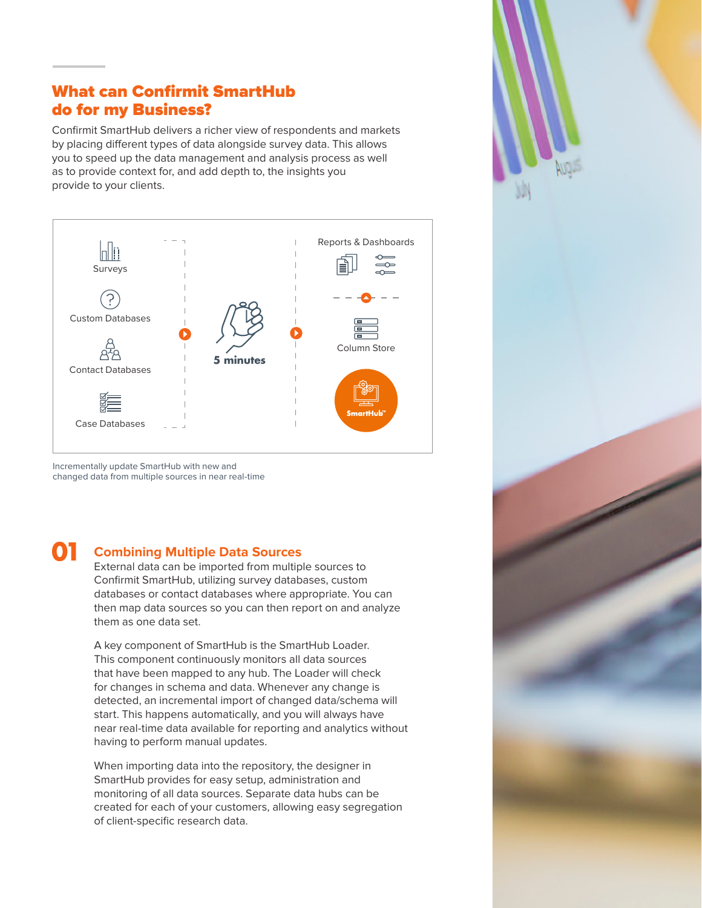## What can Confirmit SmartHub do for my Business?

Confirmit SmartHub delivers a richer view of respondents and markets by placing different types of data alongside survey data. This allows you to speed up the data management and analysis process as well as to provide context for, and add depth to, the insights you provide to your clients.

Surveys

Custom Databases

Contact Databases

Case Databases

5 minutes

Reports & Dashboards

Column Store

SmartHub™

Incrementally update SmartHub with new and changed data from multiple sources in near real-time

## 01 Combining Multiple Data Sources

External data can be imported from multiple sources to Confirmit SmartHub, utilizing survey databases, custom databases or contact databases where appropriate. You can then map data sources so you can then report on and analyze them as one data set.

A key component of SmartHub is the SmartHub Loader. This component continuously monitors all data sources that have been mapped to any hub. The Loader will check for changes in schema and data. Whenever any change is detected, an incremental import of changed data/schema will start. This happens automatically, and you will always have near real-time data available for reporting and analytics without having to perform manual updates.

When importing data into the repository, the designer in SmartHub provides for easy setup, administration and monitoring of all data sources. Separate data hubs can be created for each of your customers, allowing easy segregation of client-specific research data.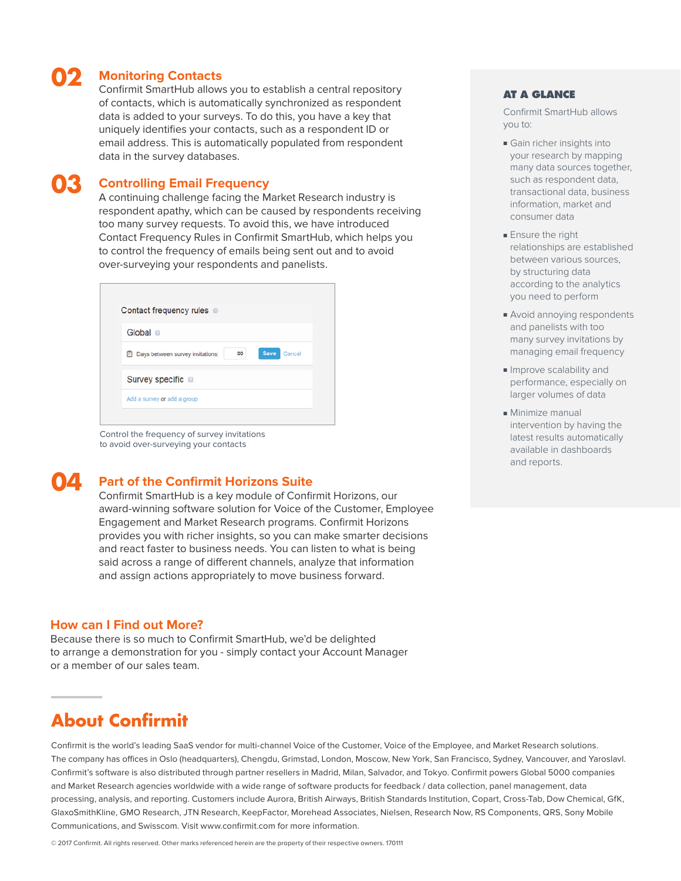## 02 Monitoring Contacts

Confirmit SmartHub allows you to establish a central repository of contacts, which is automatically synchronized as respondent data is added to your surveys. To do this, you have a key that uniquely identifies your contacts, such as a respondent ID or email address. This is automatically populated from respondent data in the survey databases.

## 03 Controlling Email Frequency

A continuing challenge facing the Market Research industry is respondent apathy, which can be caused by respondents receiving too many survey requests. To avoid this, we have introduced Contact Frequency Rules in Confirmit SmartHub, which helps you to control the frequency of emails being sent out and to avoid over-surveying your respondents and panelists.

Contact frequency rules

Global

Days between survey invitations: 30 Save Cancel

Survey specific

Add a survey or add a group

Control the frequency of survey invitations to avoid over-surveying your contacts

## 04 Part of the Confirmit Horizons Suite

Confirmit SmartHub is a key module of Confirmit Horizons, our award-winning software solution for Voice of the Customer, Employee Engagement and Market Research programs. Confirmit Horizons provides you with richer insights, so you can make smarter decisions and react faster to business needs. You can listen to what is being said across a range of different channels, analyze that information and assign actions appropriately to move business forward.

### AT A GLANCE

Confirmit SmartHub allows you to:

- Gain richer insights into your research by mapping many data sources together, such as respondent data, transactional data, business information, market and consumer data
- Ensure the right relationships are established between various sources, by structuring data according to the analytics you need to perform
- Avoid annoying respondents and panelists with too many survey invitations by managing email frequency
- Improve scalability and performance, especially on larger volumes of data
- Minimize manual intervention by having the latest results automatically available in dashboards and reports.

## How can I Find out More?

Because there is so much to Confirmit SmartHub, we'd be delighted to arrange a demonstration for you - simply contact your Account Manager or a member of our sales team.

# About Confirmit

Confirmit is the world's leading SaaS vendor for multi-channel Voice of the Customer, Voice of the Employee, and Market Research solutions. The company has offices in Oslo (headquarters), Chengdu, Grimstad, London, Moscow, New York, San Francisco, Sydney, Vancouver, and Yaroslavl. Confirmit's software is also distributed through partner resellers in Madrid, Milan, Salvador, and Tokyo. Confirmit powers Global 5000 companies and Market Research agencies worldwide with a wide range of software products for feedback / data collection, panel management, data processing, analysis, and reporting. Customers include Aurora, British Airways, British Standards Institution, Copart, Cross-Tab, Dow Chemical, GfK, GlaxoSmithKline, GMO Research, JTN Research, KeepFactor, Morehead Associates, Nielsen, Research Now, RS Components, QRS, Sony Mobile Communications, and Swisscom. Visit www.confirmit.com for more information.

© 2017 Confirmit. All rights reserved. Other marks referenced herein are the property of their respective owners. 170111